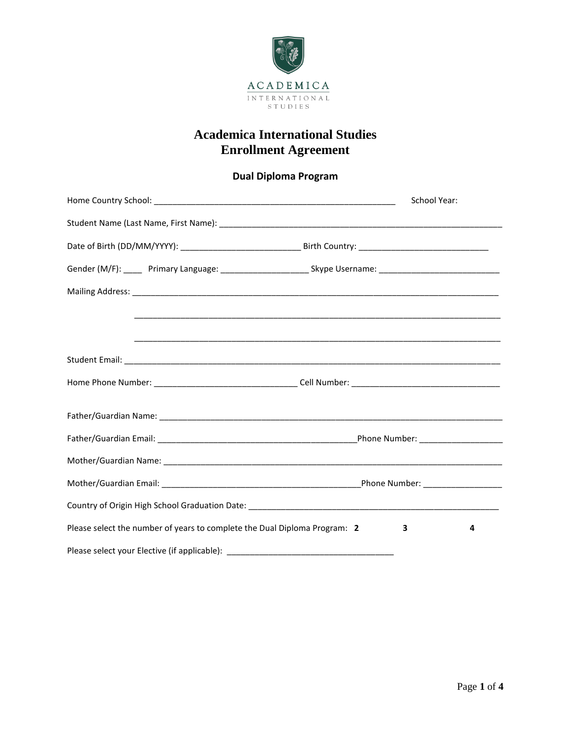ACADEMICA
INTERNATIONAL
STUDIES

# Academica International Studies
# Enrollment Agreement

## Dual Diploma Program

Home Country School: ____________________________________________________ School Year:

Student Name (Last Name, First Name): _______________________________________________________________

Date of Birth (DD/MM/YYYY): __________________________ Birth Country: ____________________________

Gender (M/F): ____ Primary Language: ___________________ Skype Username: _________________________

Mailing Address: ________________________________________________________________________________

________________________________________________________________________________

________________________________________________________________________________

Student Email: ___________________________________________________________________________________

Home Phone Number: _______________________________ Cell Number: ________________________________

Father/Guardian Name: ___________________________________________________________________________

Father/Guardian Email: ___________________________________________Phone Number: __________________

Mother/Guardian Name: __________________________________________________________________________

Mother/Guardian Email: ___________________________________________Phone Number: _________________

Country of Origin High School Graduation Date: ________________________________________________________

Please select the number of years to complete the Dual Diploma Program: **2** **3** **4**

Please select your Elective (if applicable): ___________________________________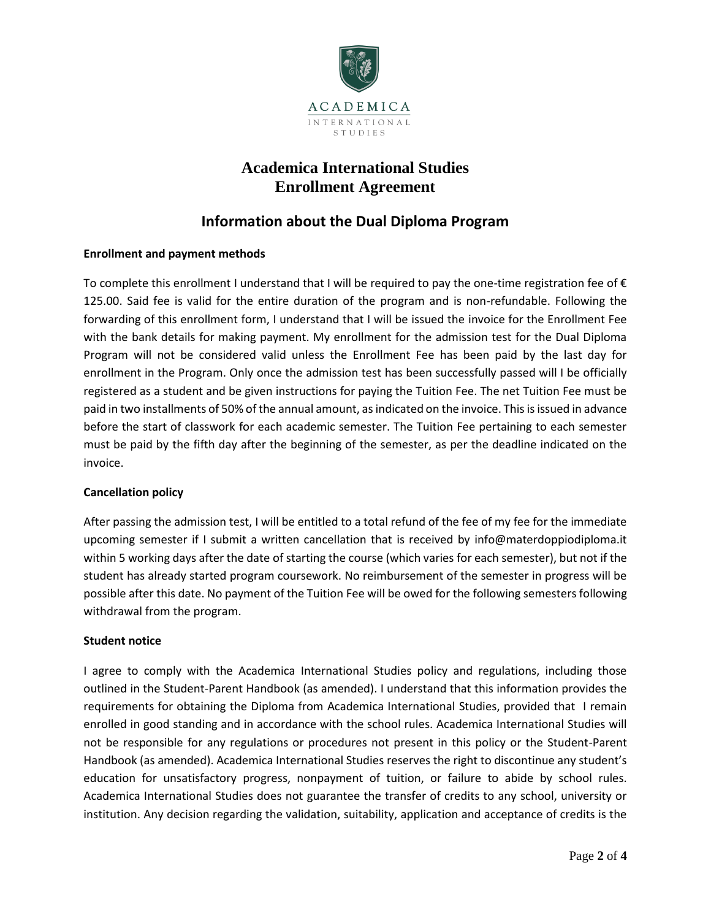ACADEMICA

INTERNATIONAL STUDIES

# Academica International Studies
# Enrollment Agreement

## Information about the Dual Diploma Program

**Enrollment and payment methods**

To complete this enrollment I understand that I will be required to pay the one-time registration fee of € 125.00. Said fee is valid for the entire duration of the program and is non-refundable. Following the forwarding of this enrollment form, I understand that I will be issued the invoice for the Enrollment Fee with the bank details for making payment. My enrollment for the admission test for the Dual Diploma Program will not be considered valid unless the Enrollment Fee has been paid by the last day for enrollment in the Program. Only once the admission test has been successfully passed will I be officially registered as a student and be given instructions for paying the Tuition Fee. The net Tuition Fee must be paid in two installments of 50% of the annual amount, as indicated on the invoice. This is issued in advance before the start of classwork for each academic semester. The Tuition Fee pertaining to each semester must be paid by the fifth day after the beginning of the semester, as per the deadline indicated on the invoice.

**Cancellation policy**

After passing the admission test, I will be entitled to a total refund of the fee of my fee for the immediate upcoming semester if I submit a written cancellation that is received by info@materdoppiodiploma.it within 5 working days after the date of starting the course (which varies for each semester), but not if the student has already started program coursework. No reimbursement of the semester in progress will be possible after this date. No payment of the Tuition Fee will be owed for the following semesters following withdrawal from the program.

**Student notice**

I agree to comply with the Academica International Studies policy and regulations, including those outlined in the Student-Parent Handbook (as amended). I understand that this information provides the requirements for obtaining the Diploma from Academica International Studies, provided that I remain enrolled in good standing and in accordance with the school rules. Academica International Studies will not be responsible for any regulations or procedures not present in this policy or the Student-Parent Handbook (as amended). Academica International Studies reserves the right to discontinue any student's education for unsatisfactory progress, nonpayment of tuition, or failure to abide by school rules. Academica International Studies does not guarantee the transfer of credits to any school, university or institution. Any decision regarding the validation, suitability, application and acceptance of credits is the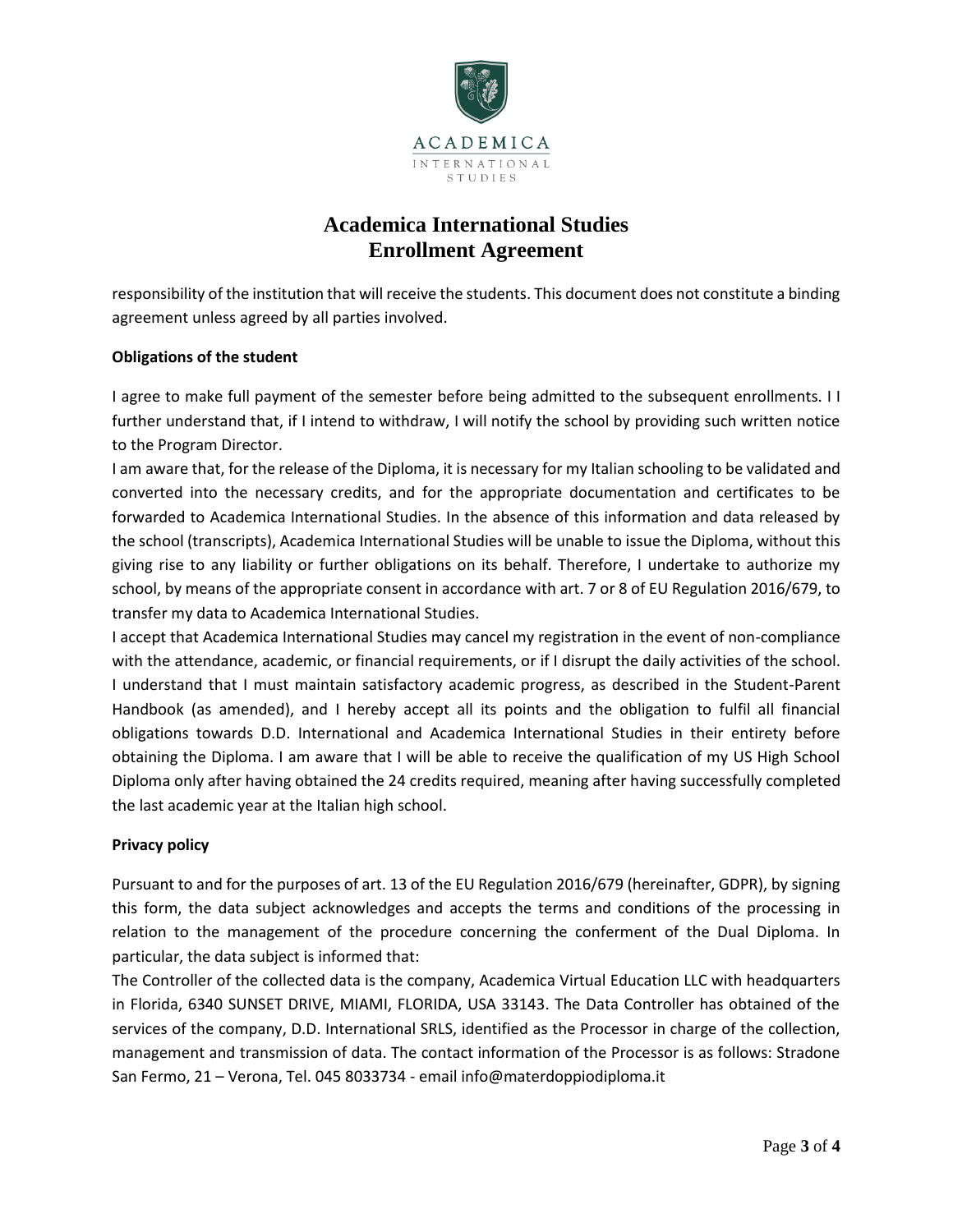# Academica International Studies
# Enrollment Agreement

responsibility of the institution that will receive the students. This document does not constitute a binding agreement unless agreed by all parties involved.

**Obligations of the student**

I agree to make full payment of the semester before being admitted to the subsequent enrollments. I I further understand that, if I intend to withdraw, I will notify the school by providing such written notice to the Program Director.

I am aware that, for the release of the Diploma, it is necessary for my Italian schooling to be validated and converted into the necessary credits, and for the appropriate documentation and certificates to be forwarded to Academica International Studies. In the absence of this information and data released by the school (transcripts), Academica International Studies will be unable to issue the Diploma, without this giving rise to any liability or further obligations on its behalf. Therefore, I undertake to authorize my school, by means of the appropriate consent in accordance with art. 7 or 8 of EU Regulation 2016/679, to transfer my data to Academica International Studies.

I accept that Academica International Studies may cancel my registration in the event of non-compliance with the attendance, academic, or financial requirements, or if I disrupt the daily activities of the school. I understand that I must maintain satisfactory academic progress, as described in the Student-Parent Handbook (as amended), and I hereby accept all its points and the obligation to fulfil all financial obligations towards D.D. International and Academica International Studies in their entirety before obtaining the Diploma. I am aware that I will be able to receive the qualification of my US High School Diploma only after having obtained the 24 credits required, meaning after having successfully completed the last academic year at the Italian high school.

**Privacy policy**

Pursuant to and for the purposes of art. 13 of the EU Regulation 2016/679 (hereinafter, GDPR), by signing this form, the data subject acknowledges and accepts the terms and conditions of the processing in relation to the management of the procedure concerning the conferment of the Dual Diploma. In particular, the data subject is informed that:

The Controller of the collected data is the company, Academica Virtual Education LLC with headquarters in Florida, 6340 SUNSET DRIVE, MIAMI, FLORIDA, USA 33143. The Data Controller has obtained of the services of the company, D.D. International SRLS, identified as the Processor in charge of the collection, management and transmission of data. The contact information of the Processor is as follows: Stradone San Fermo, 21 – Verona, Tel. 045 8033734 - email info@materdoppiodiploma.it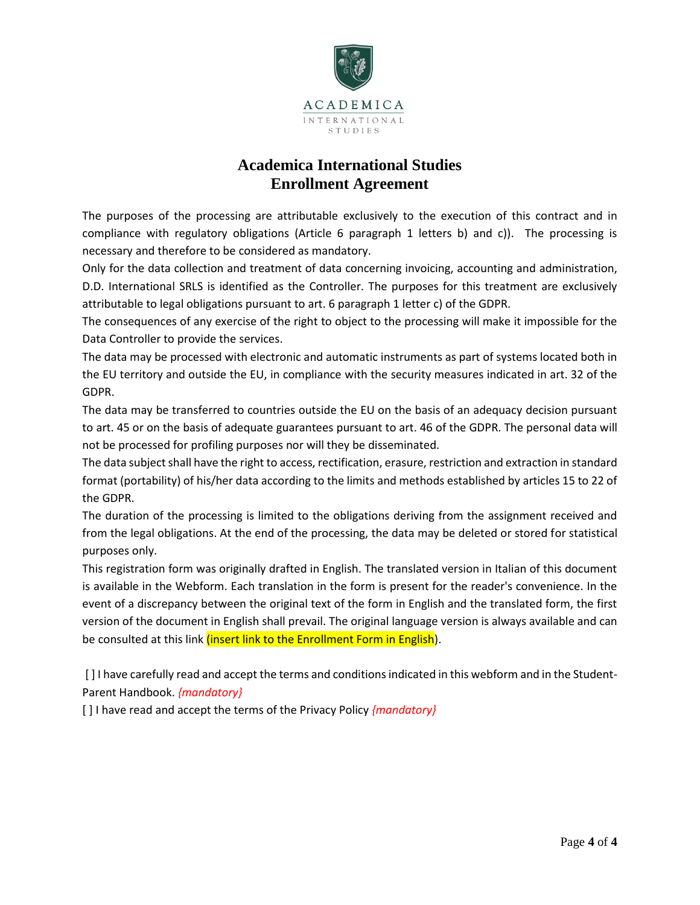# Academica International Studies
# Enrollment Agreement

The purposes of the processing are attributable exclusively to the execution of this contract and in compliance with regulatory obligations (Article 6 paragraph 1 letters b) and c)). The processing is necessary and therefore to be considered as mandatory.

Only for the data collection and treatment of data concerning invoicing, accounting and administration, D.D. International SRLS is identified as the Controller. The purposes for this treatment are exclusively attributable to legal obligations pursuant to art. 6 paragraph 1 letter c) of the GDPR.

The consequences of any exercise of the right to object to the processing will make it impossible for the Data Controller to provide the services.

The data may be processed with electronic and automatic instruments as part of systems located both in the EU territory and outside the EU, in compliance with the security measures indicated in art. 32 of the GDPR.

The data may be transferred to countries outside the EU on the basis of an adequacy decision pursuant to art. 45 or on the basis of adequate guarantees pursuant to art. 46 of the GDPR. The personal data will not be processed for profiling purposes nor will they be disseminated.

The data subject shall have the right to access, rectification, erasure, restriction and extraction in standard format (portability) of his/her data according to the limits and methods established by articles 15 to 22 of the GDPR.

The duration of the processing is limited to the obligations deriving from the assignment received and from the legal obligations. At the end of the processing, the data may be deleted or stored for statistical purposes only.

This registration form was originally drafted in English. The translated version in Italian of this document is available in the Webform. Each translation in the form is present for the reader's convenience. In the event of a discrepancy between the original text of the form in English and the translated form, the first version of the document in English shall prevail. The original language version is always available and can be consulted at this link (insert link to the Enrollment Form in English).

[ ] I have carefully read and accept the terms and conditions indicated in this webform and in the Student-Parent Handbook. *{mandatory}*

[ ] I have read and accept the terms of the Privacy Policy *{mandatory}*